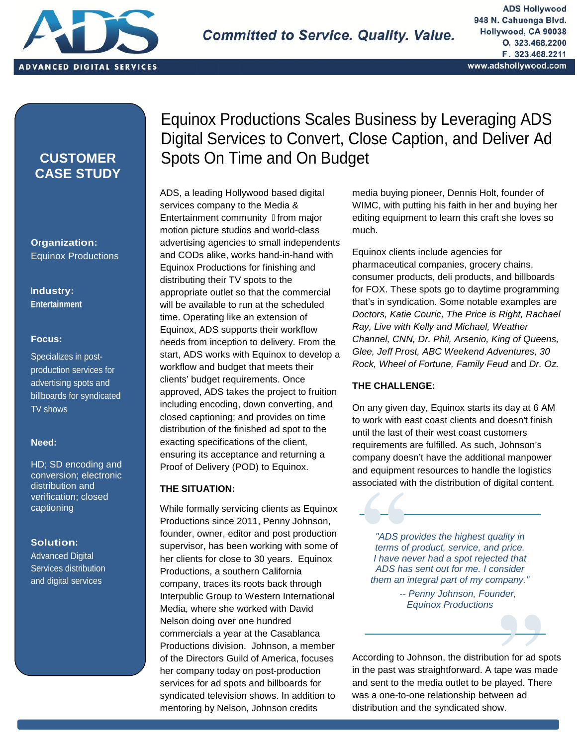ADS Hollywood
948 N. Cahuenga Blvd.
Hollywood, CA 90038
O. 323.468.2200
F. 323.468.2211
www.adshollywood.com

ADVANCED DIGITAL SERVICES

Committed to Service. Quality. Value.

## CUSTOMER CASE STUDY

**Organization:**
Equinox Productions

**Industry:**
**Entertainment**

**Focus:**

Specializes in post-production services for advertising spots and billboards for syndicated TV shows

**Need:**

HD; SD encoding and conversion; electronic distribution and verification; closed captioning

**Solution:**
Advanced Digital Services distribution and digital services

# Equinox Productions Scales Business by Leveraging ADS Digital Services to Convert, Close Caption, and Deliver Ad Spots On Time and On Budget

ADS, a leading Hollywood based digital services company to the Media & Entertainment community  from major motion picture studios and world-class advertising agencies to small independents and CODs alike, works hand-in-hand with Equinox Productions for finishing and distributing their TV spots to the appropriate outlet so that the commercial will be available to run at the scheduled time. Operating like an extension of Equinox, ADS supports their workflow needs from inception to delivery. From the start, ADS works with Equinox to develop a workflow and budget that meets their clients' budget requirements. Once approved, ADS takes the project to fruition including encoding, down converting, and closed captioning; and provides on time distribution of the finished ad spot to the exacting specifications of the client, ensuring its acceptance and returning a Proof of Delivery (POD) to Equinox.

**THE SITUATION:**

While formally servicing clients as Equinox Productions since 2011, Penny Johnson, founder, owner, editor and post production supervisor, has been working with some of her clients for close to 30 years. Equinox Productions, a southern California company, traces its roots back through Interpublic Group to Western International Media, where she worked with David Nelson doing over one hundred commercials a year at the Casablanca Productions division. Johnson, a member of the Directors Guild of America, focuses her company today on post-production services for ad spots and billboards for syndicated television shows. In addition to mentoring by Nelson, Johnson credits media buying pioneer, Dennis Holt, founder of WIMC, with putting his faith in her and buying her editing equipment to learn this craft she loves so much.

Equinox clients include agencies for pharmaceutical companies, grocery chains, consumer products, deli products, and billboards for FOX. These spots go to daytime programming that's in syndication. Some notable examples are *Doctors, Katie Couric, The Price is Right, Rachael Ray, Live with Kelly and Michael, Weather Channel, CNN, Dr. Phil, Arsenio, King of Queens, Glee, Jeff Prost, ABC Weekend Adventures, 30 Rock, Wheel of Fortune, Family Feud* and *Dr. Oz.*

**THE CHALLENGE:**

On any given day, Equinox starts its day at 6 AM to work with east coast clients and doesn't finish until the last of their west coast customers requirements are fulfilled. As such, Johnson's company doesn't have the additional manpower and equipment resources to handle the logistics associated with the distribution of digital content.

> *"ADS provides the highest quality in terms of product, service, and price. I have never had a spot rejected that ADS has sent out for me. I consider them an integral part of my company."*
>
> *-- Penny Johnson, Founder, Equinox Productions*

According to Johnson, the distribution for ad spots in the past was straightforward. A tape was made and sent to the media outlet to be played. There was a one-to-one relationship between ad distribution and the syndicated show.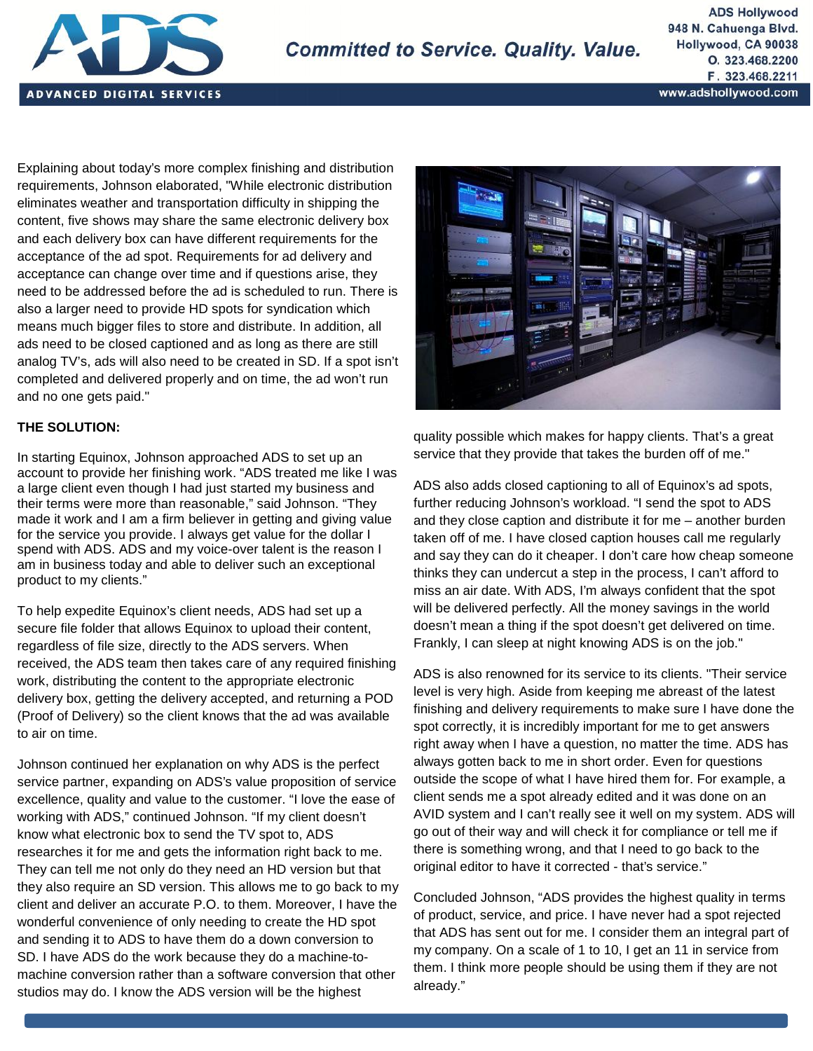Explaining about today's more complex finishing and distribution requirements, Johnson elaborated, "While electronic distribution eliminates weather and transportation difficulty in shipping the content, five shows may share the same electronic delivery box and each delivery box can have different requirements for the acceptance of the ad spot. Requirements for ad delivery and acceptance can change over time and if questions arise, they need to be addressed before the ad is scheduled to run. There is also a larger need to provide HD spots for syndication which means much bigger files to store and distribute. In addition, all ads need to be closed captioned and as long as there are still analog TV's, ads will also need to be created in SD. If a spot isn't completed and delivered properly and on time, the ad won't run and no one gets paid."

**THE SOLUTION:**

In starting Equinox, Johnson approached ADS to set up an account to provide her finishing work. "ADS treated me like I was a large client even though I had just started my business and their terms were more than reasonable," said Johnson. "They made it work and I am a firm believer in getting and giving value for the service you provide. I always get value for the dollar I spend with ADS. ADS and my voice-over talent is the reason I am in business today and able to deliver such an exceptional product to my clients."

To help expedite Equinox's client needs, ADS had set up a secure file folder that allows Equinox to upload their content, regardless of file size, directly to the ADS servers. When received, the ADS team then takes care of any required finishing work, distributing the content to the appropriate electronic delivery box, getting the delivery accepted, and returning a POD (Proof of Delivery) so the client knows that the ad was available to air on time.

Johnson continued her explanation on why ADS is the perfect service partner, expanding on ADS's value proposition of service excellence, quality and value to the customer. "I love the ease of working with ADS," continued Johnson. "If my client doesn't know what electronic box to send the TV spot to, ADS researches it for me and gets the information right back to me. They can tell me not only do they need an HD version but that they also require an SD version. This allows me to go back to my client and deliver an accurate P.O. to them. Moreover, I have the wonderful convenience of only needing to create the HD spot and sending it to ADS to have them do a down conversion to SD. I have ADS do the work because they do a machine-to-machine conversion rather than a software conversion that other studios may do. I know the ADS version will be the highest quality possible which makes for happy clients. That's a great service that they provide that takes the burden off of me."

ADS also adds closed captioning to all of Equinox's ad spots, further reducing Johnson's workload. "I send the spot to ADS and they close caption and distribute it for me – another burden taken off of me. I have closed caption houses call me regularly and say they can do it cheaper. I don't care how cheap someone thinks they can undercut a step in the process, I can't afford to miss an air date. With ADS, I'm always confident that the spot will be delivered perfectly. All the money savings in the world doesn't mean a thing if the spot doesn't get delivered on time. Frankly, I can sleep at night knowing ADS is on the job."

ADS is also renowned for its service to its clients. "Their service level is very high. Aside from keeping me abreast of the latest finishing and delivery requirements to make sure I have done the spot correctly, it is incredibly important for me to get answers right away when I have a question, no matter the time. ADS has always gotten back to me in short order. Even for questions outside the scope of what I have hired them for. For example, a client sends me a spot already edited and it was done on an AVID system and I can't really see it well on my system. ADS will go out of their way and will check it for compliance or tell me if there is something wrong, and that I need to go back to the original editor to have it corrected - that's service."

Concluded Johnson, "ADS provides the highest quality in terms of product, service, and price. I have never had a spot rejected that ADS has sent out for me. I consider them an integral part of my company. On a scale of 1 to 10, I get an 11 in service from them. I think more people should be using them if they are not already."